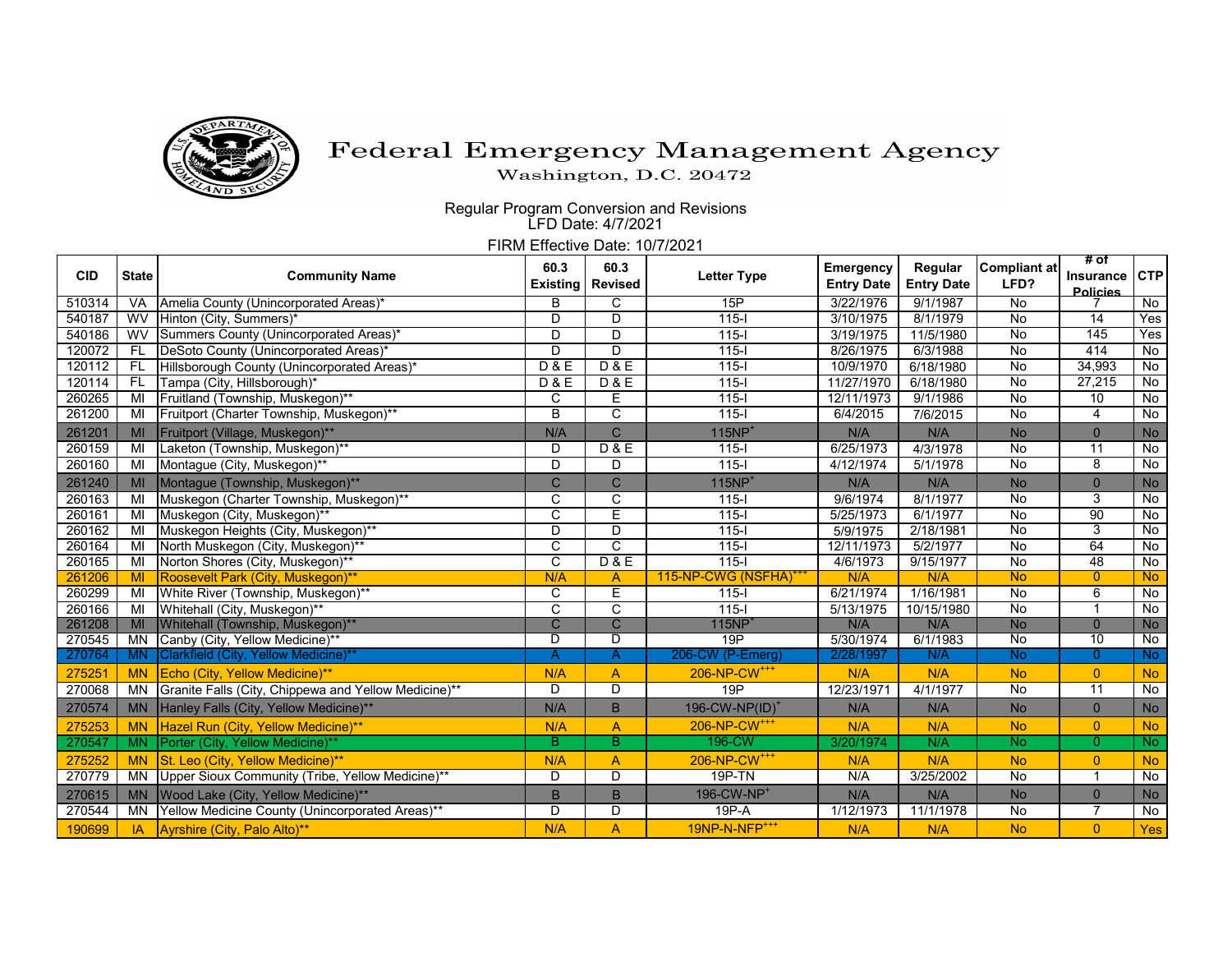# Federal Emergency Management Agency

Washington, D.C. 20472

## Regular Program Conversion and Revisions

LFD Date: 4/7/2021

FIRM Effective Date: 10/7/2021

| CID | State | Community Name | 60.3 Existing | 60.3 Revised | Letter Type | Emergency Entry Date | Regular Entry Date | Compliant at LFD? | # of Insurance Policies | CTP |
|---|---|---|---|---|---|---|---|---|---|---|
| 510314 | VA | Amelia County (Unincorporated Areas)* | B | C | 15P | 3/22/1976 | 9/1/1987 | No | 7 | No |
| 540187 | WV | Hinton (City, Summers)* | D | D | 115-I | 3/10/1975 | 8/1/1979 | No | 14 | Yes |
| 540186 | WV | Summers County (Unincorporated Areas)* | D | D | 115-I | 3/19/1975 | 11/5/1980 | No | 145 | Yes |
| 120072 | FL | DeSoto County (Unincorporated Areas)* | D | D | 115-I | 8/26/1975 | 6/3/1988 | No | 414 | No |
| 120112 | FL | Hillsborough County (Unincorporated Areas)* | D & E | D & E | 115-I | 10/9/1970 | 6/18/1980 | No | 34,993 | No |
| 120114 | FL | Tampa (City, Hillsborough)* | D & E | D & E | 115-I | 11/27/1970 | 6/18/1980 | No | 27,215 | No |
| 260265 | MI | Fruitland (Township, Muskegon)** | C | E | 115-I | 12/11/1973 | 9/1/1986 | No | 10 | No |
| 261200 | MI | Fruitport (Charter Township, Muskegon)** | B | C | 115-I | 6/4/2015 | 7/6/2015 | No | 4 | No |
| 261201 | MI | Fruitport (Village, Muskegon)** | N/A | C | 115NP+ | N/A | N/A | No | 0 | No |
| 260159 | MI | Laketon (Township, Muskegon)** | D | D & E | 115-I | 6/25/1973 | 4/3/1978 | No | 11 | No |
| 260160 | MI | Montague (City, Muskegon)** | D | D | 115-I | 4/12/1974 | 5/1/1978 | No | 8 | No |
| 261240 | MI | Montague (Township, Muskegon)** | C | C | 115NP+ | N/A | N/A | No | 0 | No |
| 260163 | MI | Muskegon (Charter Township, Muskegon)** | C | C | 115-I | 9/6/1974 | 8/1/1977 | No | 3 | No |
| 260161 | MI | Muskegon (City, Muskegon)** | C | E | 115-I | 5/25/1973 | 6/1/1977 | No | 90 | No |
| 260162 | MI | Muskegon Heights (City, Muskegon)** | D | D | 115-I | 5/9/1975 | 2/18/1981 | No | 3 | No |
| 260164 | MI | North Muskegon (City, Muskegon)** | C | C | 115-I | 12/11/1973 | 5/2/1977 | No | 64 | No |
| 260165 | MI | Norton Shores (City, Muskegon)** | C | D & E | 115-I | 4/6/1973 | 9/15/1977 | No | 48 | No |
| 261206 | MI | Roosevelt Park (City, Muskegon)** | N/A | A | 115-NP-CWG (NSFHA)+++ | N/A | N/A | No | 0 | No |
| 260299 | MI | White River (Township, Muskegon)** | C | E | 115-I | 6/21/1974 | 1/16/1981 | No | 6 | No |
| 260166 | MI | Whitehall (City, Muskegon)** | C | C | 115-I | 5/13/1975 | 10/15/1980 | No | 1 | No |
| 261208 | MI | Whitehall (Township, Muskegon)** | C | C | 115NP+ | N/A | N/A | No | 0 | No |
| 270545 | MN | Canby (City, Yellow Medicine)** | D | D | 19P | 5/30/1974 | 6/1/1983 | No | 10 | No |
| 270764 | MN | Clarkfield (City, Yellow Medicine)** | A | A | 206-CW (P-Emerg) | 2/28/1997 | N/A | No | 0 | No |
| 275251 | MN | Echo (City, Yellow Medicine)** | N/A | A | 206-NP-CW+++ | N/A | N/A | No | 0 | No |
| 270068 | MN | Granite Falls (City, Chippewa and Yellow Medicine)** | D | D | 19P | 12/23/1971 | 4/1/1977 | No | 11 | No |
| 270574 | MN | Hanley Falls (City, Yellow Medicine)** | N/A | B | 196-CW-NP(ID)+ | N/A | N/A | No | 0 | No |
| 275253 | MN | Hazel Run (City, Yellow Medicine)** | N/A | A | 206-NP-CW+++ | N/A | N/A | No | 0 | No |
| 270547 | MN | Porter (City, Yellow Medicine)** | B | B | 196-CW | 3/20/1974 | N/A | No | 0 | No |
| 275252 | MN | St. Leo (City, Yellow Medicine)** | N/A | A | 206-NP-CW+++ | N/A | N/A | No | 0 | No |
| 270779 | MN | Upper Sioux Community (Tribe, Yellow Medicine)** | D | D | 19P-TN | N/A | 3/25/2002 | No | 1 | No |
| 270615 | MN | Wood Lake (City, Yellow Medicine)** | B | B | 196-CW-NP+ | N/A | N/A | No | 0 | No |
| 270544 | MN | Yellow Medicine County (Unincorporated Areas)** | D | D | 19P-A | 1/12/1973 | 11/1/1978 | No | 7 | No |
| 190699 | IA | Ayrshire (City, Palo Alto)** | N/A | A | 19NP-N-NFP+++ | N/A | N/A | No | 0 | Yes |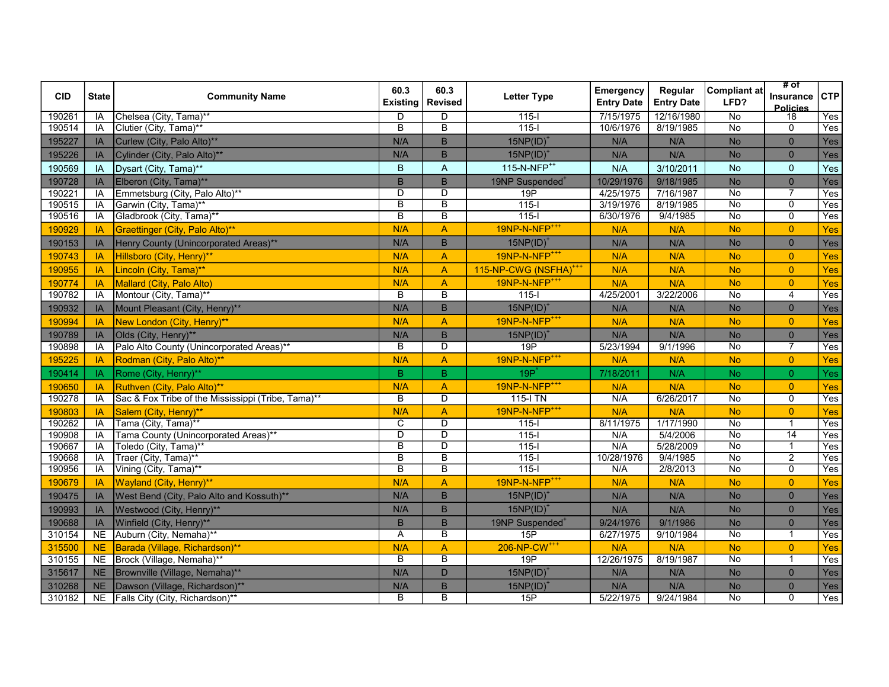| CID | State | Community Name | 60.3 Existing | 60.3 Revised | Letter Type | Emergency Entry Date | Regular Entry Date | Compliant at LFD? | # of Insurance Policies | CTP |
|---|---|---|---|---|---|---|---|---|---|---|
| 190261 | IA | Chelsea (City, Tama)** | D | D | 115-I | 7/15/1975 | 12/16/1980 | No | 18 | Yes |
| 190514 | IA | Clutier (City, Tama)** | B | B | 115-I | 10/6/1976 | 8/19/1985 | No | 0 | Yes |
| 195227 | IA | Curlew (City, Palo Alto)** | N/A | B | 15NP(ID)+ | N/A | N/A | No | 0 | Yes |
| 195226 | IA | Cylinder (City, Palo Alto)** | N/A | B | 15NP(ID)+ | N/A | N/A | No | 0 | Yes |
| 190569 | IA | Dysart (City, Tama)** | B | A | 115-N-NFP++ | N/A | 3/10/2011 | No | 0 | Yes |
| 190728 | IA | Elberon (City, Tama)** | B | B | 19NP Suspended+ | 10/29/1976 | 9/18/1985 | No | 0 | Yes |
| 190221 | IA | Emmetsburg (City, Palo Alto)** | D | D | 19P | 4/25/1975 | 7/16/1987 | No | 7 | Yes |
| 190515 | IA | Garwin (City, Tama)** | B | B | 115-I | 3/19/1976 | 8/19/1985 | No | 0 | Yes |
| 190516 | IA | Gladbrook (City, Tama)** | B | B | 115-I | 6/30/1976 | 9/4/1985 | No | 0 | Yes |
| 190929 | IA | Graettinger (City, Palo Alto)** | N/A | A | 19NP-N-NFP+++ | N/A | N/A | No | 0 | Yes |
| 190153 | IA | Henry County (Unincorporated Areas)** | N/A | B | 15NP(ID)+ | N/A | N/A | No | 0 | Yes |
| 190743 | IA | Hillsboro (City, Henry)** | N/A | A | 19NP-N-NFP+++ | N/A | N/A | No | 0 | Yes |
| 190955 | IA | Lincoln (City, Tama)** | N/A | A | 115-NP-CWG (NSFHA)+++ | N/A | N/A | No | 0 | Yes |
| 190774 | IA | Mallard (City, Palo Alto) | N/A | A | 19NP-N-NFP+++ | N/A | N/A | No | 0 | Yes |
| 190782 | IA | Montour (City, Tama)** | B | B | 115-I | 4/25/2001 | 3/22/2006 | No | 4 | Yes |
| 190932 | IA | Mount Pleasant (City, Henry)** | N/A | B | 15NP(ID)+ | N/A | N/A | No | 0 | Yes |
| 190994 | IA | New London (City, Henry)** | N/A | A | 19NP-N-NFP+++ | N/A | N/A | No | 0 | Yes |
| 190789 | IA | Olds (City, Henry)** | N/A | B | 15NP(ID)+ | N/A | N/A | No | 0 | Yes |
| 190898 | IA | Palo Alto County (Unincorporated Areas)** | B | D | 19P | 5/23/1994 | 9/1/1996 | No | 7 | Yes |
| 195225 | IA | Rodman (City, Palo Alto)** | N/A | A | 19NP-N-NFP+++ | N/A | N/A | No | 0 | Yes |
| 190414 | IA | Rome (City, Henry)** | B | B | 19P^ | 7/18/2011 | N/A | No | 0 | Yes |
| 190650 | IA | Ruthven (City, Palo Alto)** | N/A | A | 19NP-N-NFP+++ | N/A | N/A | No | 0 | Yes |
| 190278 | IA | Sac & Fox Tribe of the Mississippi (Tribe, Tama)** | B | D | 115-I TN | N/A | 6/26/2017 | No | 0 | Yes |
| 190803 | IA | Salem (City, Henry)** | N/A | A | 19NP-N-NFP+++ | N/A | N/A | No | 0 | Yes |
| 190262 | IA | Tama (City, Tama)** | C | D | 115-I | 8/11/1975 | 1/17/1990 | No | 1 | Yes |
| 190908 | IA | Tama County (Unincorporated Areas)** | D | D | 115-I | N/A | 5/4/2006 | No | 14 | Yes |
| 190667 | IA | Toledo (City, Tama)** | B | D | 115-I | N/A | 5/28/2009 | No | 1 | Yes |
| 190668 | IA | Traer (City, Tama)** | B | B | 115-I | 10/28/1976 | 9/4/1985 | No | 2 | Yes |
| 190956 | IA | Vining (City, Tama)** | B | B | 115-I | N/A | 2/8/2013 | No | 0 | Yes |
| 190679 | IA | Wayland (City, Henry)** | N/A | A | 19NP-N-NFP+++ | N/A | N/A | No | 0 | Yes |
| 190475 | IA | West Bend (City, Palo Alto and Kossuth)** | N/A | B | 15NP(ID)+ | N/A | N/A | No | 0 | Yes |
| 190993 | IA | Westwood (City, Henry)** | N/A | B | 15NP(ID)+ | N/A | N/A | No | 0 | Yes |
| 190688 | IA | Winfield (City, Henry)** | B | B | 19NP Suspended+ | 9/24/1976 | 9/1/1986 | No | 0 | Yes |
| 310154 | NE | Auburn (City, Nemaha)** | A | B | 15P | 6/27/1975 | 9/10/1984 | No | 1 | Yes |
| 315500 | NE | Barada (Village, Richardson)** | N/A | A | 206-NP-CW+++ | N/A | N/A | No | 0 | Yes |
| 310155 | NE | Brock (Village, Nemaha)** | B | B | 19P | 12/26/1975 | 8/19/1987 | No | 1 | Yes |
| 315617 | NE | Brownville (Village, Nemaha)** | N/A | D | 15NP(ID)+ | N/A | N/A | No | 0 | Yes |
| 310268 | NE | Dawson (Village, Richardson)** | N/A | B | 15NP(ID)+ | N/A | N/A | No | 0 | Yes |
| 310182 | NE | Falls City (City, Richardson)** | B | B | 15P | 5/22/1975 | 9/24/1984 | No | 0 | Yes |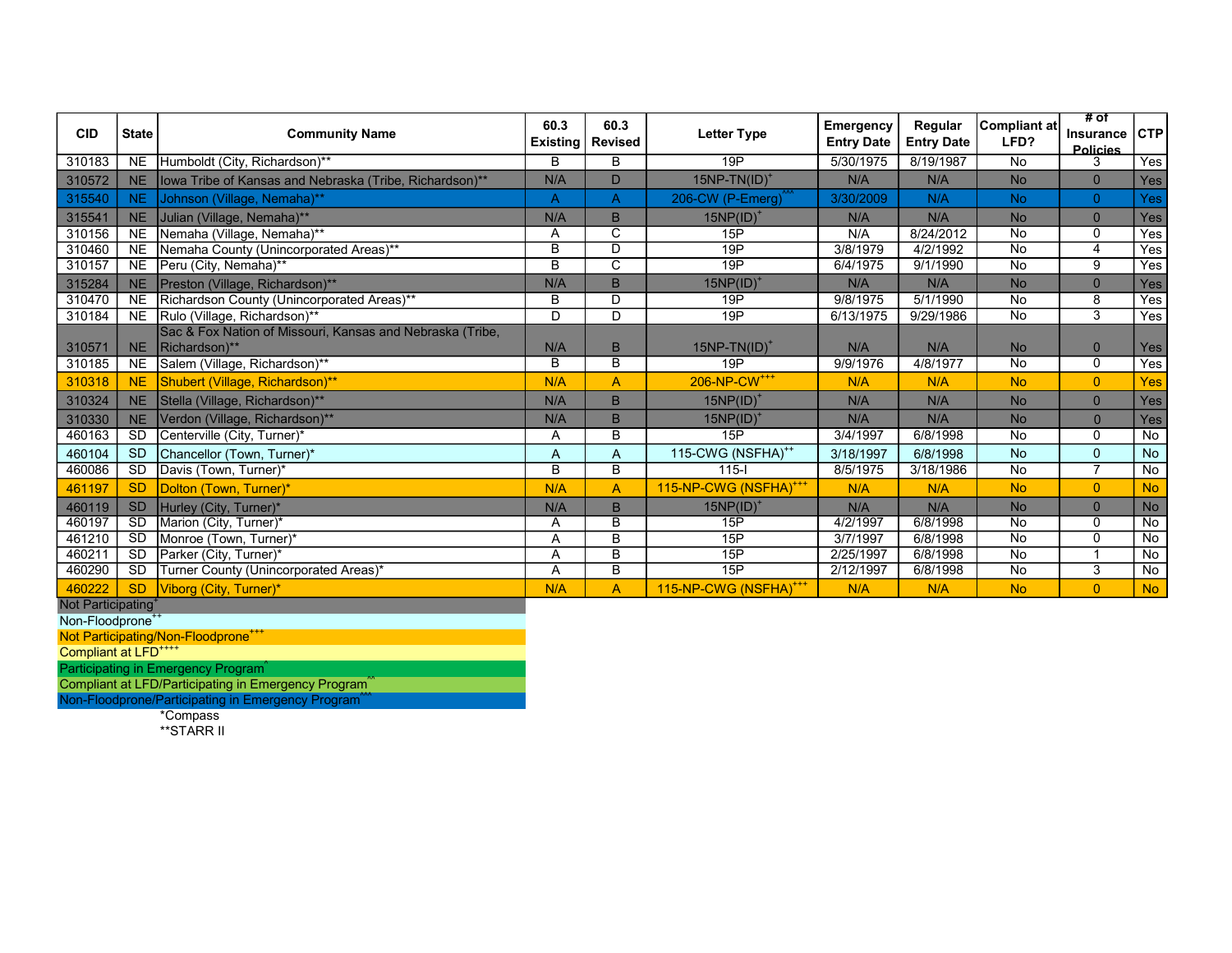| CID | State | Community Name | 60.3 Existing | 60.3 Revised | Letter Type | Emergency Entry Date | Regular Entry Date | Compliant at LFD? | # of Insurance Policies | CTP |
|---|---|---|---|---|---|---|---|---|---|---|
| 310183 | NE | Humboldt (City, Richardson)** | B | B | 19P | 5/30/1975 | 8/19/1987 | No | 3 | Yes |
| 310572 | NE | Iowa Tribe of Kansas and Nebraska (Tribe, Richardson)** | N/A | D | 15NP-TN(ID)+ | N/A | N/A | No | 0 | Yes |
| 315540 | NE | Johnson (Village, Nemaha)** | A | A | 206-CW (P-Emerg)^^^ | 3/30/2009 | N/A | No | 0 | Yes |
| 315541 | NE | Julian (Village, Nemaha)** | N/A | B | 15NP(ID)+ | N/A | N/A | No | 0 | Yes |
| 310156 | NE | Nemaha (Village, Nemaha)** | A | C | 15P | N/A | 8/24/2012 | No | 0 | Yes |
| 310460 | NE | Nemaha County (Unincorporated Areas)** | B | D | 19P | 3/8/1979 | 4/2/1992 | No | 4 | Yes |
| 310157 | NE | Peru (City, Nemaha)** | B | C | 19P | 6/4/1975 | 9/1/1990 | No | 9 | Yes |
| 315284 | NE | Preston (Village, Richardson)** | N/A | B | 15NP(ID)+ | N/A | N/A | No | 0 | Yes |
| 310470 | NE | Richardson County (Unincorporated Areas)** | B | D | 19P | 9/8/1975 | 5/1/1990 | No | 8 | Yes |
| 310184 | NE | Rulo (Village, Richardson)** | D | D | 19P | 6/13/1975 | 9/29/1986 | No | 3 | Yes |
| 310571 | NE | Sac & Fox Nation of Missouri, Kansas and Nebraska (Tribe, Richardson)** | N/A | B | 15NP-TN(ID)+ | N/A | N/A | No | 0 | Yes |
| 310185 | NE | Salem (Village, Richardson)** | B | B | 19P | 9/9/1976 | 4/8/1977 | No | 0 | Yes |
| 310318 | NE | Shubert (Village, Richardson)** | N/A | A | 206-NP-CW+++ | N/A | N/A | No | 0 | Yes |
| 310324 | NE | Stella (Village, Richardson)** | N/A | B | 15NP(ID)+ | N/A | N/A | No | 0 | Yes |
| 310330 | NE | Verdon (Village, Richardson)** | N/A | B | 15NP(ID)+ | N/A | N/A | No | 0 | Yes |
| 460163 | SD | Centerville (City, Turner)* | A | B | 15P | 3/4/1997 | 6/8/1998 | No | 0 | No |
| 460104 | SD | Chancellor (Town, Turner)* | A | A | 115-CWG (NSFHA)++ | 3/18/1997 | 6/8/1998 | No | 0 | No |
| 460086 | SD | Davis (Town, Turner)* | B | B | 115-I | 8/5/1975 | 3/18/1986 | No | 7 | No |
| 461197 | SD | Dolton (Town, Turner)* | N/A | A | 115-NP-CWG (NSFHA)+++ | N/A | N/A | No | 0 | No |
| 460119 | SD | Hurley (City, Turner)* | N/A | B | 15NP(ID)+ | N/A | N/A | No | 0 | No |
| 460197 | SD | Marion (City, Turner)* | A | B | 15P | 4/2/1997 | 6/8/1998 | No | 0 | No |
| 461210 | SD | Monroe (Town, Turner)* | A | B | 15P | 3/7/1997 | 6/8/1998 | No | 0 | No |
| 460211 | SD | Parker (City, Turner)* | A | B | 15P | 2/25/1997 | 6/8/1998 | No | 1 | No |
| 460290 | SD | Turner County (Unincorporated Areas)* | A | B | 15P | 2/12/1997 | 6/8/1998 | No | 3 | No |
| 460222 | SD | Viborg (City, Turner)* | N/A | A | 115-NP-CWG (NSFHA)+++ | N/A | N/A | No | 0 | No |

Not Participating+

Non-Floodprone++

Not Participating/Non-Floodprone+++

Compliant at LFD++++

Participating in Emergency Program^

Compliant at LFD/Participating in Emergency Program^^

Non-Floodprone/Participating in Emergency Program^^^

*Compass

**STARR II